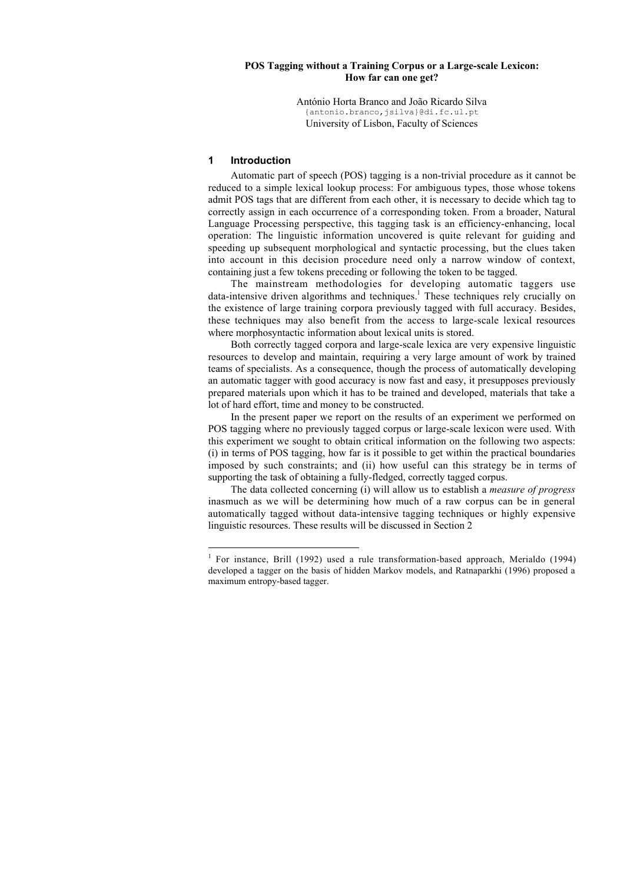**POS Tagging without a Training Corpus or a Large-scale Lexicon: How far can one get?**

António Horta Branco and João Ricardo Silva
{antonio.branco,jsilva}@di.fc.ul.pt
University of Lisbon, Faculty of Sciences

## 1 Introduction

Automatic part of speech (POS) tagging is a non-trivial procedure as it cannot be reduced to a simple lexical lookup process: For ambiguous types, those whose tokens admit POS tags that are different from each other, it is necessary to decide which tag to correctly assign in each occurrence of a corresponding token. From a broader, Natural Language Processing perspective, this tagging task is an efficiency-enhancing, local operation: The linguistic information uncovered is quite relevant for guiding and speeding up subsequent morphological and syntactic processing, but the clues taken into account in this decision procedure need only a narrow window of context, containing just a few tokens preceding or following the token to be tagged.

The mainstream methodologies for developing automatic taggers use data-intensive driven algorithms and techniques.[1] These techniques rely crucially on the existence of large training corpora previously tagged with full accuracy. Besides, these techniques may also benefit from the access to large-scale lexical resources where morphosyntactic information about lexical units is stored.

Both correctly tagged corpora and large-scale lexica are very expensive linguistic resources to develop and maintain, requiring a very large amount of work by trained teams of specialists. As a consequence, though the process of automatically developing an automatic tagger with good accuracy is now fast and easy, it presupposes previously prepared materials upon which it has to be trained and developed, materials that take a lot of hard effort, time and money to be constructed.

In the present paper we report on the results of an experiment we performed on POS tagging where no previously tagged corpus or large-scale lexicon were used. With this experiment we sought to obtain critical information on the following two aspects: (i) in terms of POS tagging, how far is it possible to get within the practical boundaries imposed by such constraints; and (ii) how useful can this strategy be in terms of supporting the task of obtaining a fully-fledged, correctly tagged corpus.

The data collected concerning (i) will allow us to establish a *measure of progress* inasmuch as we will be determining how much of a raw corpus can be in general automatically tagged without data-intensive tagging techniques or highly expensive linguistic resources. These results will be discussed in Section 2

[1] For instance, Brill (1992) used a rule transformation-based approach, Merialdo (1994) developed a tagger on the basis of hidden Markov models, and Ratnaparkhi (1996) proposed a maximum entropy-based tagger.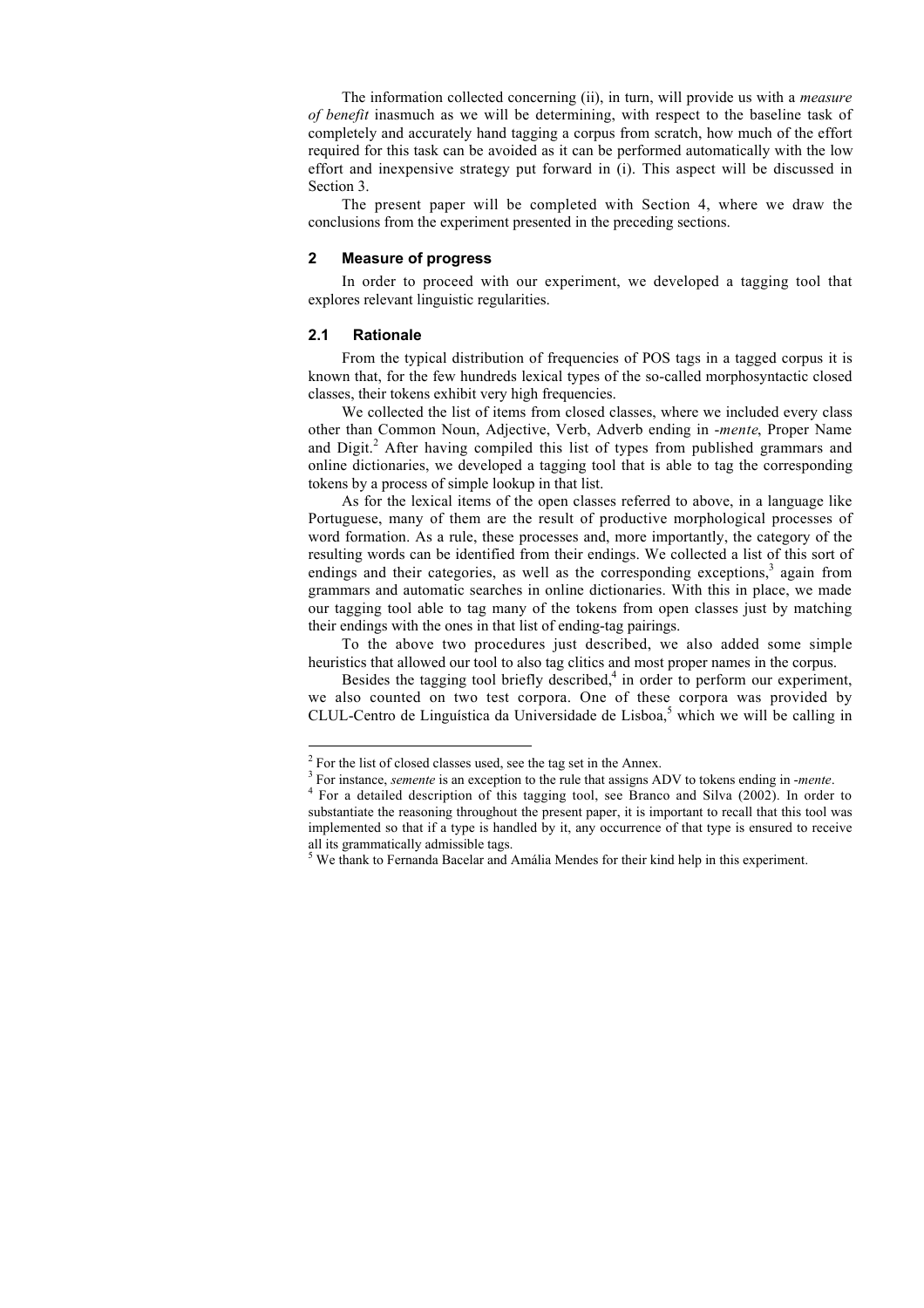The information collected concerning (ii), in turn, will provide us with a *measure of benefit* inasmuch as we will be determining, with respect to the baseline task of completely and accurately hand tagging a corpus from scratch, how much of the effort required for this task can be avoided as it can be performed automatically with the low effort and inexpensive strategy put forward in (i). This aspect will be discussed in Section 3.

The present paper will be completed with Section 4, where we draw the conclusions from the experiment presented in the preceding sections.

## 2 Measure of progress

In order to proceed with our experiment, we developed a tagging tool that explores relevant linguistic regularities.

### 2.1 Rationale

From the typical distribution of frequencies of POS tags in a tagged corpus it is known that, for the few hundreds lexical types of the so-called morphosyntactic closed classes, their tokens exhibit very high frequencies.

We collected the list of items from closed classes, where we included every class other than Common Noun, Adjective, Verb, Adverb ending in -*mente*, Proper Name and Digit.[2] After having compiled this list of types from published grammars and online dictionaries, we developed a tagging tool that is able to tag the corresponding tokens by a process of simple lookup in that list.

As for the lexical items of the open classes referred to above, in a language like Portuguese, many of them are the result of productive morphological processes of word formation. As a rule, these processes and, more importantly, the category of the resulting words can be identified from their endings. We collected a list of this sort of endings and their categories, as well as the corresponding exceptions,[3] again from grammars and automatic searches in online dictionaries. With this in place, we made our tagging tool able to tag many of the tokens from open classes just by matching their endings with the ones in that list of ending-tag pairings.

To the above two procedures just described, we also added some simple heuristics that allowed our tool to also tag clitics and most proper names in the corpus.

Besides the tagging tool briefly described,[4] in order to perform our experiment, we also counted on two test corpora. One of these corpora was provided by CLUL-Centro de Linguística da Universidade de Lisboa,[5] which we will be calling in

---

[2] For the list of closed classes used, see the tag set in the Annex.

[3] For instance, *semente* is an exception to the rule that assigns ADV to tokens ending in -*mente*.

[4] For a detailed description of this tagging tool, see Branco and Silva (2002). In order to substantiate the reasoning throughout the present paper, it is important to recall that this tool was implemented so that if a type is handled by it, any occurrence of that type is ensured to receive all its grammatically admissible tags.

[5] We thank to Fernanda Bacelar and Amália Mendes for their kind help in this experiment.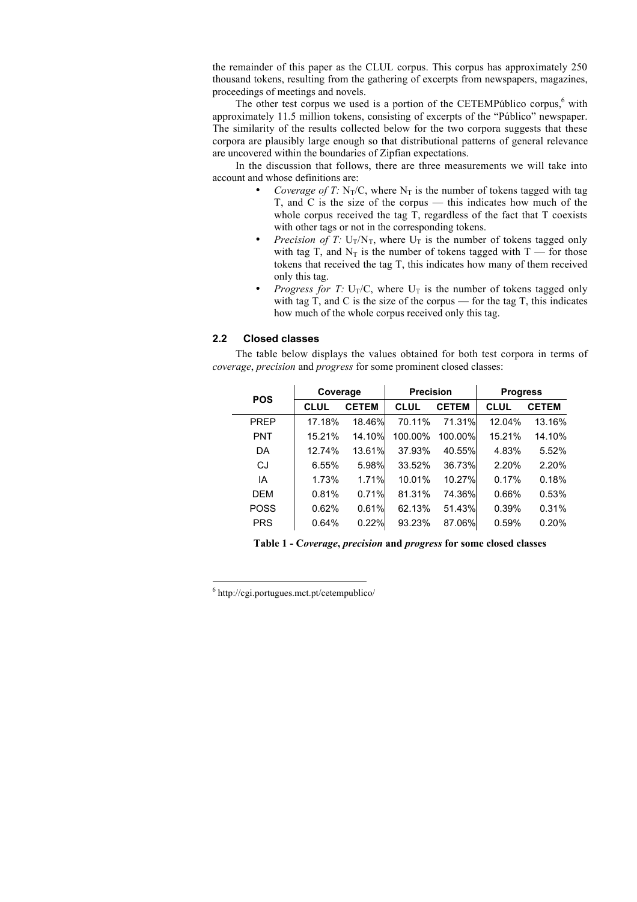the remainder of this paper as the CLUL corpus. This corpus has approximately 250 thousand tokens, resulting from the gathering of excerpts from newspapers, magazines, proceedings of meetings and novels.

The other test corpus we used is a portion of the CETEMPúblico corpus,[6] with approximately 11.5 million tokens, consisting of excerpts of the "Público" newspaper. The similarity of the results collected below for the two corpora suggests that these corpora are plausibly large enough so that distributional patterns of general relevance are uncovered within the boundaries of Zipfian expectations.

In the discussion that follows, there are three measurements we will take into account and whose definitions are:

- *Coverage of T:* $N_T/C$, where $N_T$ is the number of tokens tagged with tag T, and C is the size of the corpus — this indicates how much of the whole corpus received the tag T, regardless of the fact that T coexists with other tags or not in the corresponding tokens.
- *Precision of T:* $U_T/N_T$, where $U_T$ is the number of tokens tagged only with tag T, and $N_T$ is the number of tokens tagged with T — for those tokens that received the tag T, this indicates how many of them received only this tag.
- *Progress for T:* $U_T/C$, where $U_T$ is the number of tokens tagged only with tag T, and C is the size of the corpus — for the tag T, this indicates how much of the whole corpus received only this tag.

### 2.2 Closed classes

The table below displays the values obtained for both test corpora in terms of *coverage*, *precision* and *progress* for some prominent closed classes:

| POS | Coverage | | Precision | | Progress | |
|---|---|---|---|---|---|---|
| | CLUL | CETEM | CLUL | CETEM | CLUL | CETEM |
| PREP | 17.18% | 18.46% | 70.11% | 71.31% | 12.04% | 13.16% |
| PNT | 15.21% | 14.10% | 100.00% | 100.00% | 15.21% | 14.10% |
| DA | 12.74% | 13.61% | 37.93% | 40.55% | 4.83% | 5.52% |
| CJ | 6.55% | 5.98% | 33.52% | 36.73% | 2.20% | 2.20% |
| IA | 1.73% | 1.71% | 10.01% | 10.27% | 0.17% | 0.18% |
| DEM | 0.81% | 0.71% | 81.31% | 74.36% | 0.66% | 0.53% |
| POSS | 0.62% | 0.61% | 62.13% | 51.43% | 0.39% | 0.31% |
| PRS | 0.64% | 0.22% | 93.23% | 87.06% | 0.59% | 0.20% |

**Table 1 - C*overage*, *precision* and *progress* for some closed classes**

[6] http://cgi.portugues.mct.pt/cetempublico/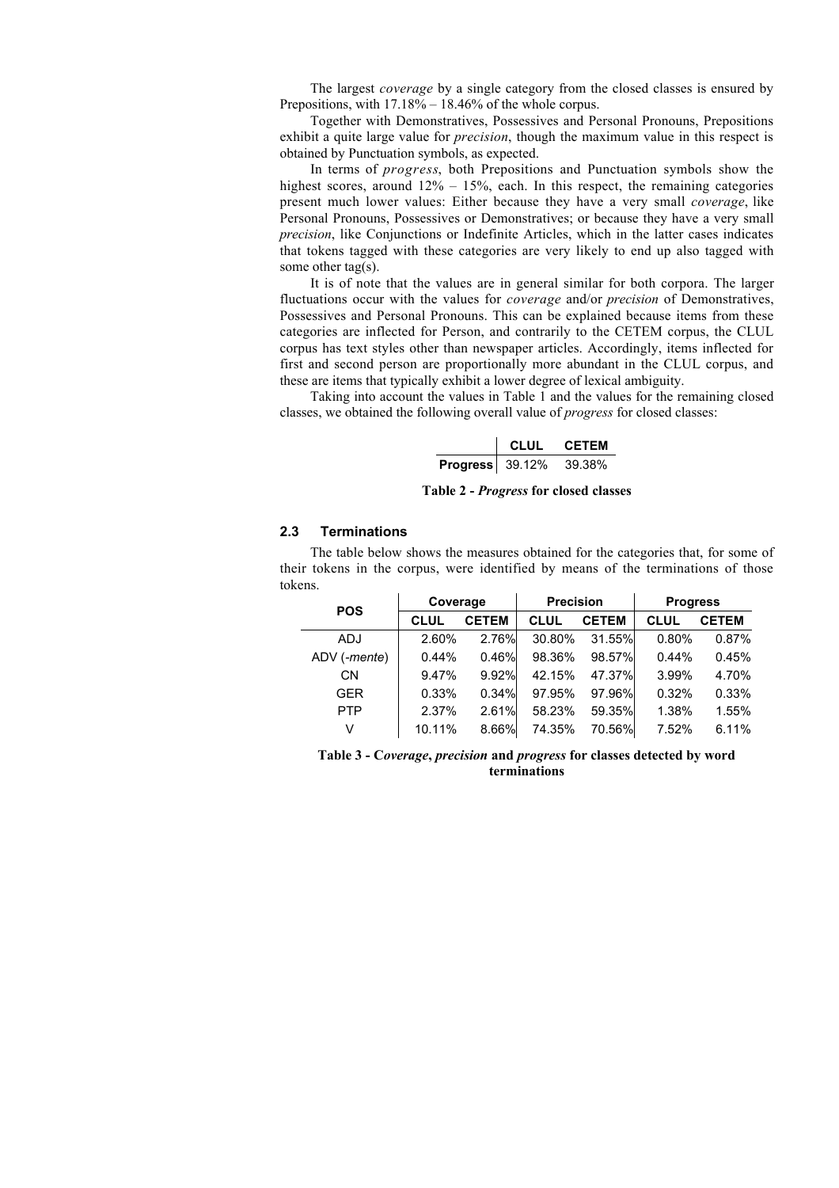The largest *coverage* by a single category from the closed classes is ensured by Prepositions, with 17.18% – 18.46% of the whole corpus.

Together with Demonstratives, Possessives and Personal Pronouns, Prepositions exhibit a quite large value for *precision*, though the maximum value in this respect is obtained by Punctuation symbols, as expected.

In terms of *progress*, both Prepositions and Punctuation symbols show the highest scores, around 12% – 15%, each. In this respect, the remaining categories present much lower values: Either because they have a very small *coverage*, like Personal Pronouns, Possessives or Demonstratives; or because they have a very small *precision*, like Conjunctions or Indefinite Articles, which in the latter cases indicates that tokens tagged with these categories are very likely to end up also tagged with some other tag(s).

It is of note that the values are in general similar for both corpora. The larger fluctuations occur with the values for *coverage* and/or *precision* of Demonstratives, Possessives and Personal Pronouns. This can be explained because items from these categories are inflected for Person, and contrarily to the CETEM corpus, the CLUL corpus has text styles other than newspaper articles. Accordingly, items inflected for first and second person are proportionally more abundant in the CLUL corpus, and these are items that typically exhibit a lower degree of lexical ambiguity.

Taking into account the values in Table 1 and the values for the remaining closed classes, we obtained the following overall value of *progress* for closed classes:

| | CLUL | CETEM |
|---|---|---|
| **Progress** | 39.12% | 39.38% |

**Table 2 - *Progress* for closed classes**

### 2.3 Terminations

The table below shows the measures obtained for the categories that, for some of their tokens in the corpus, were identified by means of the terminations of those tokens.

| POS | Coverage | | Precision | | Progress | |
|---|---|---|---|---|---|---|
| | CLUL | CETEM | CLUL | CETEM | CLUL | CETEM |
| ADJ | 2.60% | 2.76% | 30.80% | 31.55% | 0.80% | 0.87% |
| ADV (*-mente*) | 0.44% | 0.46% | 98.36% | 98.57% | 0.44% | 0.45% |
| CN | 9.47% | 9.92% | 42.15% | 47.37% | 3.99% | 4.70% |
| GER | 0.33% | 0.34% | 97.95% | 97.96% | 0.32% | 0.33% |
| PTP | 2.37% | 2.61% | 58.23% | 59.35% | 1.38% | 1.55% |
| V | 10.11% | 8.66% | 74.35% | 70.56% | 7.52% | 6.11% |

**Table 3 - C*overage*, *precision* and *progress* for classes detected by word terminations**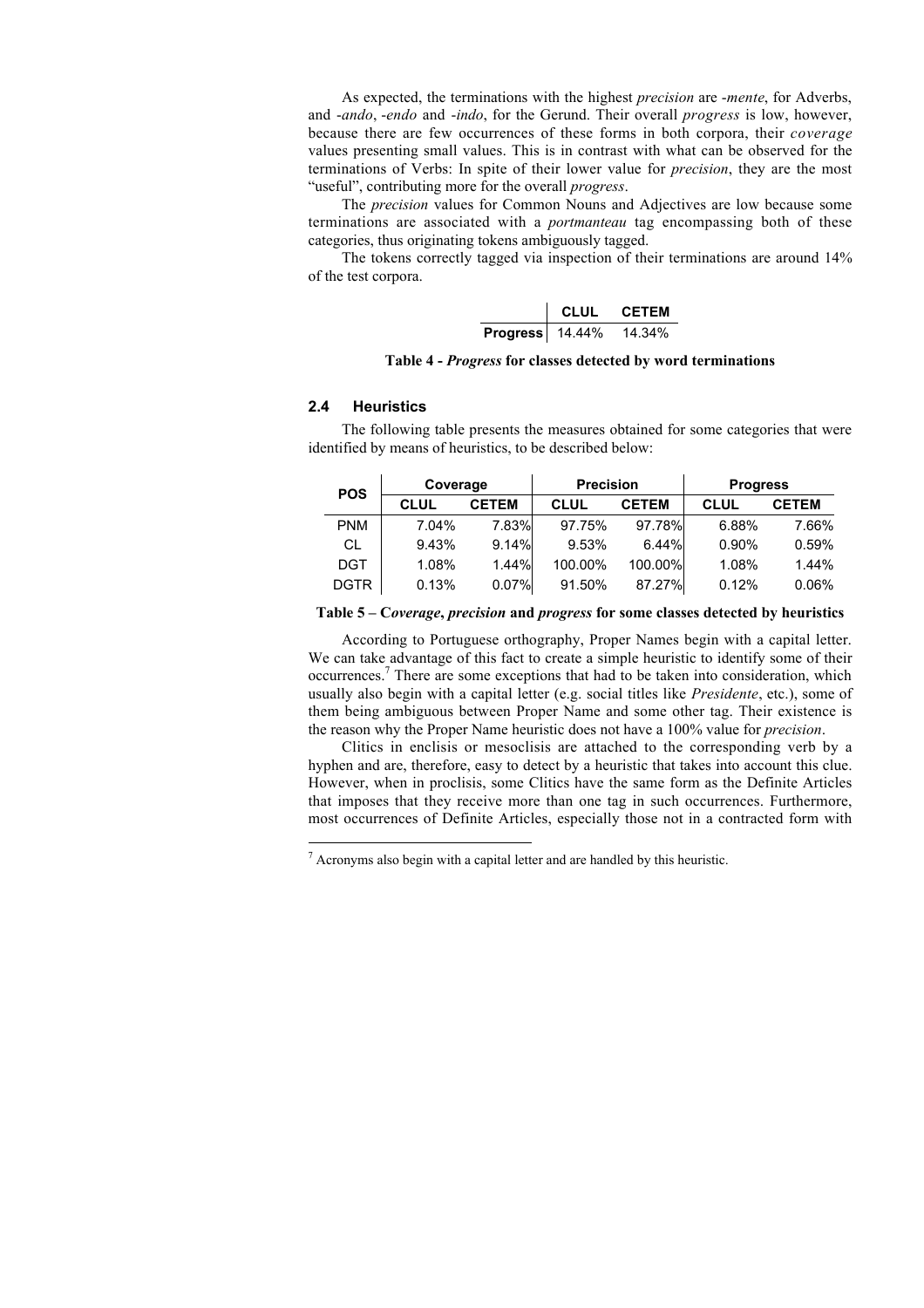As expected, the terminations with the highest *precision* are -*mente*, for Adverbs, and -*ando*, -*endo* and -*indo*, for the Gerund. Their overall *progress* is low, however, because there are few occurrences of these forms in both corpora, their *coverage* values presenting small values. This is in contrast with what can be observed for the terminations of Verbs: In spite of their lower value for *precision*, they are the most "useful", contributing more for the overall *progress*.

The *precision* values for Common Nouns and Adjectives are low because some terminations are associated with a *portmanteau* tag encompassing both of these categories, thus originating tokens ambiguously tagged.

The tokens correctly tagged via inspection of their terminations are around 14% of the test corpora.

| | **CLUL** | **CETEM** |
|---|---|---|
| **Progress** | 14.44% | 14.34% |

**Table 4 -** ***Progress*** **for classes detected by word terminations**

### 2.4 Heuristics

The following table presents the measures obtained for some categories that were identified by means of heuristics, to be described below:

| **POS** | **Coverage** | | **Precision** | | **Progress** | |
|---|---|---|---|---|---|---|
| | **CLUL** | **CETEM** | **CLUL** | **CETEM** | **CLUL** | **CETEM** |
| PNM | 7.04% | 7.83% | 97.75% | 97.78% | 6.88% | 7.66% |
| CL | 9.43% | 9.14% | 9.53% | 6.44% | 0.90% | 0.59% |
| DGT | 1.08% | 1.44% | 100.00% | 100.00% | 1.08% | 1.44% |
| DGTR | 0.13% | 0.07% | 91.50% | 87.27% | 0.12% | 0.06% |

**Table 5 – C*overage*, *precision* and *progress* for some classes detected by heuristics**

According to Portuguese orthography, Proper Names begin with a capital letter. We can take advantage of this fact to create a simple heuristic to identify some of their occurrences.[7] There are some exceptions that had to be taken into consideration, which usually also begin with a capital letter (e.g. social titles like *Presidente*, etc.), some of them being ambiguous between Proper Name and some other tag. Their existence is the reason why the Proper Name heuristic does not have a 100% value for *precision*.

Clitics in enclisis or mesoclisis are attached to the corresponding verb by a hyphen and are, therefore, easy to detect by a heuristic that takes into account this clue. However, when in proclisis, some Clitics have the same form as the Definite Articles that imposes that they receive more than one tag in such occurrences. Furthermore, most occurrences of Definite Articles, especially those not in a contracted form with

---

[7] Acronyms also begin with a capital letter and are handled by this heuristic.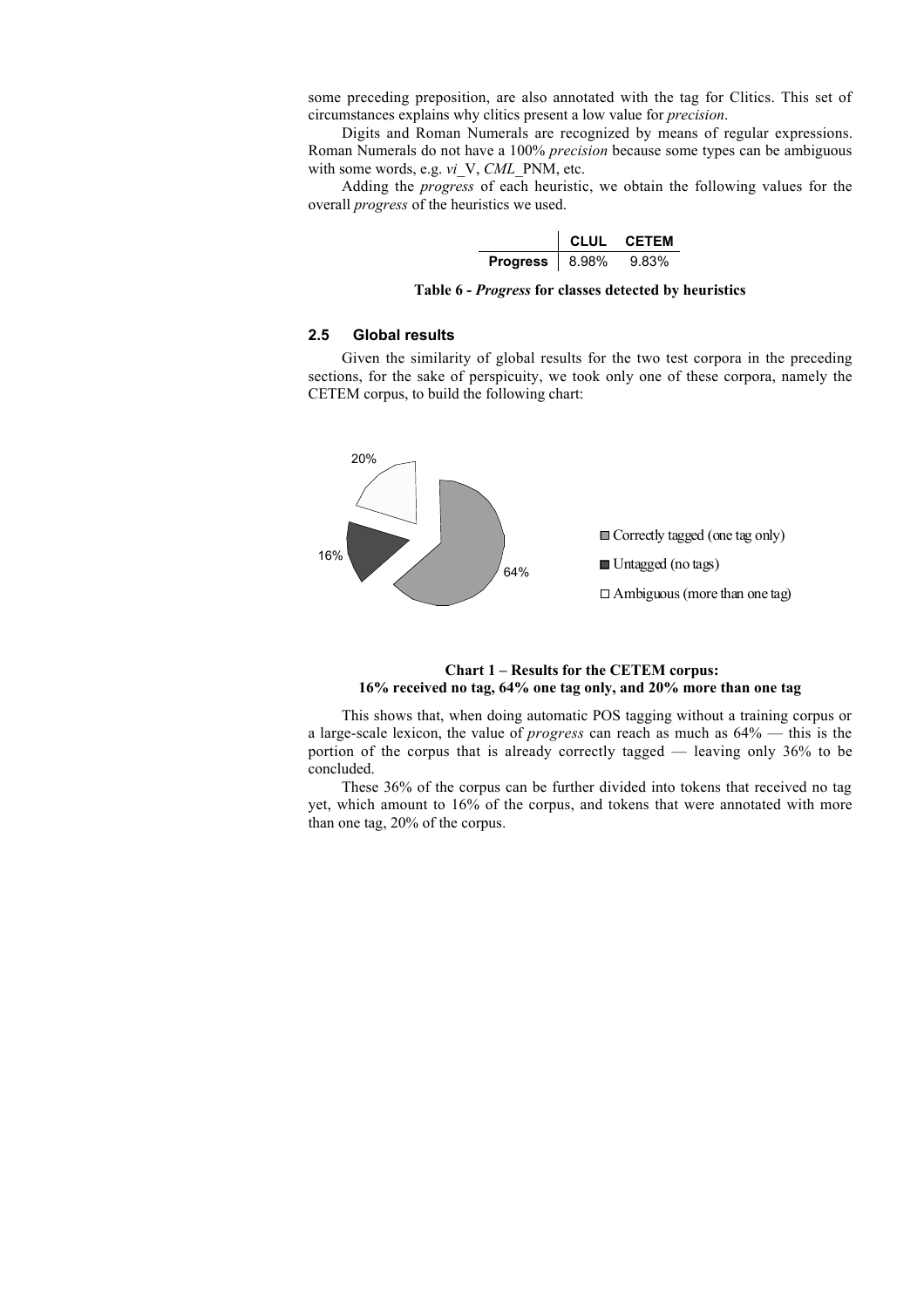some preceding preposition, are also annotated with the tag for Clitics. This set of circumstances explains why clitics present a low value for *precision*.

Digits and Roman Numerals are recognized by means of regular expressions. Roman Numerals do not have a 100% *precision* because some types can be ambiguous with some words, e.g. *vi*_V, *CML*_PNM, etc.

Adding the *progress* of each heuristic, we obtain the following values for the overall *progress* of the heuristics we used.

| | **CLUL** | **CETEM** |
|---|---|---|
| **Progress** | 8.98% | 9.83% |

**Table 6 - *Progress* for classes detected by heuristics**

### 2.5 Global results

Given the similarity of global results for the two test corpora in the preceding sections, for the sake of perspicuity, we took only one of these corpora, namely the CETEM corpus, to build the following chart:

20%

16%

64%

Correctly tagged (one tag only)

Untagged (no tags)

Ambiguous (more than one tag)

**Chart 1 – Results for the CETEM corpus:**
**16% received no tag, 64% one tag only, and 20% more than one tag**

This shows that, when doing automatic POS tagging without a training corpus or a large-scale lexicon, the value of *progress* can reach as much as 64% — this is the portion of the corpus that is already correctly tagged — leaving only 36% to be concluded.

These 36% of the corpus can be further divided into tokens that received no tag yet, which amount to 16% of the corpus, and tokens that were annotated with more than one tag, 20% of the corpus.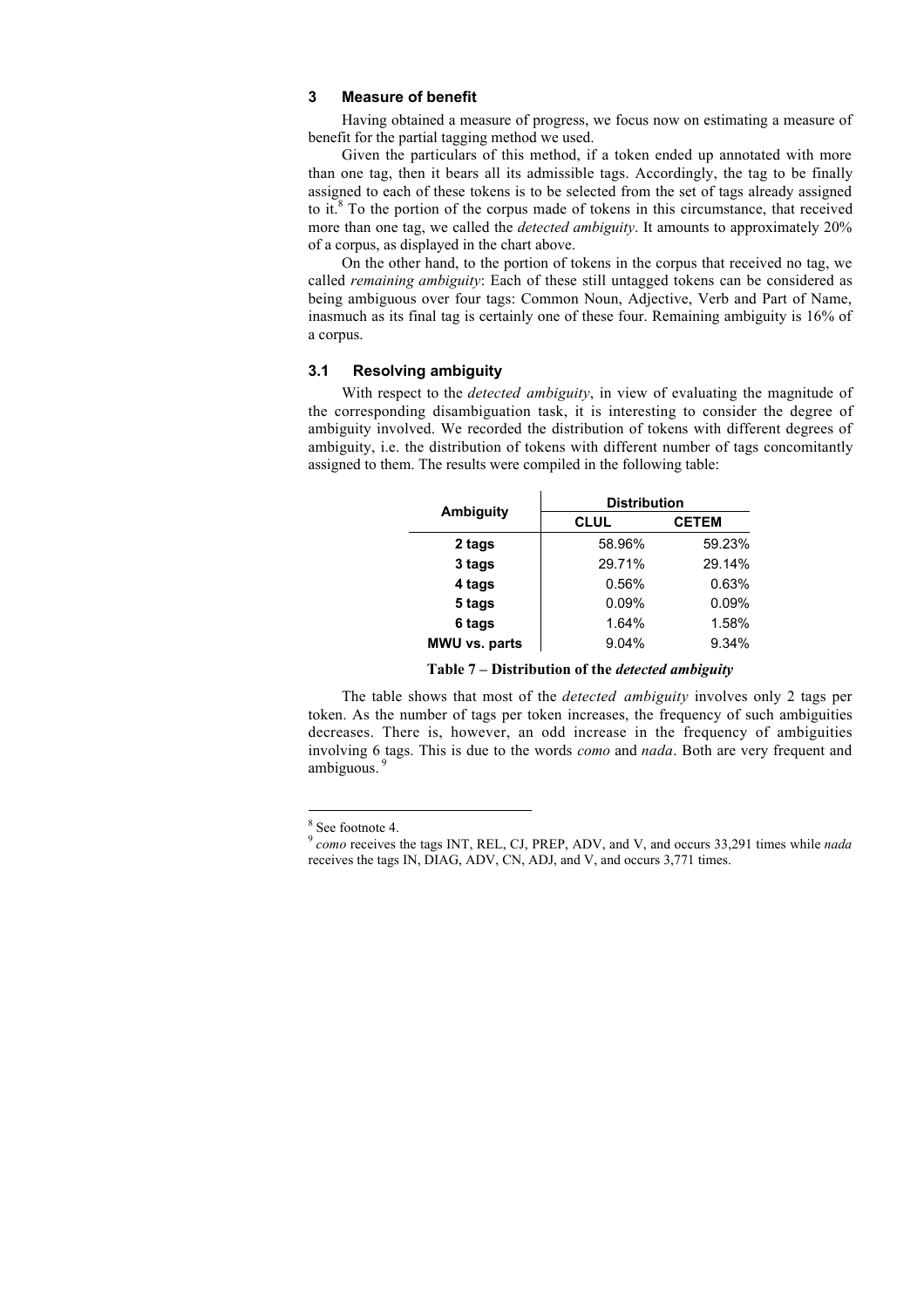## 3 Measure of benefit

Having obtained a measure of progress, we focus now on estimating a measure of benefit for the partial tagging method we used.

Given the particulars of this method, if a token ended up annotated with more than one tag, then it bears all its admissible tags. Accordingly, the tag to be finally assigned to each of these tokens is to be selected from the set of tags already assigned to it.[8] To the portion of the corpus made of tokens in this circumstance, that received more than one tag, we called the *detected ambiguity*. It amounts to approximately 20% of a corpus, as displayed in the chart above.

On the other hand, to the portion of tokens in the corpus that received no tag, we called *remaining ambiguity*: Each of these still untagged tokens can be considered as being ambiguous over four tags: Common Noun, Adjective, Verb and Part of Name, inasmuch as its final tag is certainly one of these four. Remaining ambiguity is 16% of a corpus.

### 3.1 Resolving ambiguity

With respect to the *detected ambiguity*, in view of evaluating the magnitude of the corresponding disambiguation task, it is interesting to consider the degree of ambiguity involved. We recorded the distribution of tokens with different degrees of ambiguity, i.e. the distribution of tokens with different number of tags concomitantly assigned to them. The results were compiled in the following table:

| Ambiguity | Distribution | |
|---|---|---|
| | CLUL | CETEM |
| **2 tags** | 58.96% | 59.23% |
| **3 tags** | 29.71% | 29.14% |
| **4 tags** | 0.56% | 0.63% |
| **5 tags** | 0.09% | 0.09% |
| **6 tags** | 1.64% | 1.58% |
| **MWU vs. parts** | 9.04% | 9.34% |

**Table 7 – Distribution of the *detected ambiguity***

The table shows that most of the *detected ambiguity* involves only 2 tags per token. As the number of tags per token increases, the frequency of such ambiguities decreases. There is, however, an odd increase in the frequency of ambiguities involving 6 tags. This is due to the words *como* and *nada*. Both are very frequent and ambiguous.[9]

---

[8] See footnote 4.

[9] *como* receives the tags INT, REL, CJ, PREP, ADV, and V, and occurs 33,291 times while *nada* receives the tags IN, DIAG, ADV, CN, ADJ, and V, and occurs 3,771 times.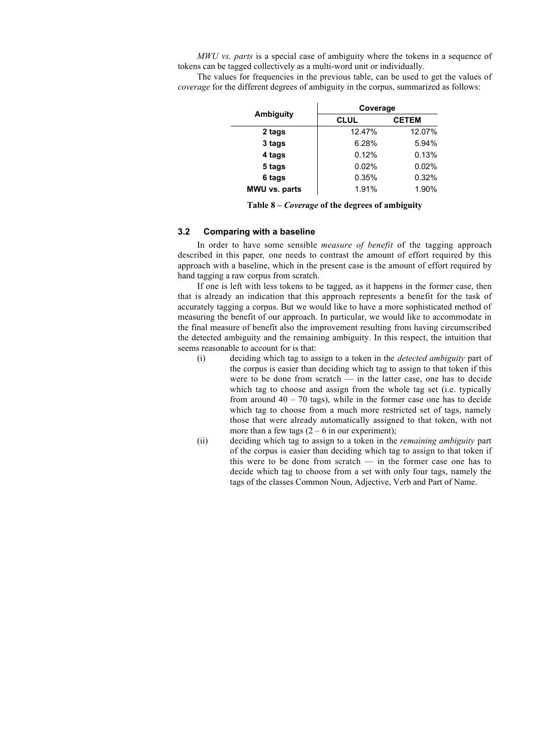*MWU vs. parts* is a special case of ambiguity where the tokens in a sequence of tokens can be tagged collectively as a multi-word unit or individually.

The values for frequencies in the previous table, can be used to get the values of *coverage* for the different degrees of ambiguity in the corpus, summarized as follows:

| **Ambiguity** | **Coverage** | |
|---|---|---|
| | **CLUL** | **CETEM** |
| **2 tags** | 12.47% | 12.07% |
| **3 tags** | 6.28% | 5.94% |
| **4 tags** | 0.12% | 0.13% |
| **5 tags** | 0.02% | 0.02% |
| **6 tags** | 0.35% | 0.32% |
| **MWU vs. parts** | 1.91% | 1.90% |

**Table 8 – *Coverage* of the degrees of ambiguity**

### 3.2 Comparing with a baseline

In order to have some sensible *measure of benefit* of the tagging approach described in this paper*,* one needs to contrast the amount of effort required by this approach with a baseline, which in the present case is the amount of effort required by hand tagging a raw corpus from scratch.

If one is left with less tokens to be tagged, as it happens in the former case, then that is already an indication that this approach represents a benefit for the task of accurately tagging a corpus. But we would like to have a more sophisticated method of measuring the benefit of our approach. In particular, we would like to accommodate in the final measure of benefit also the improvement resulting from having circumscribed the detected ambiguity and the remaining ambiguity. In this respect, the intuition that seems reasonable to account for is that:

(i) deciding which tag to assign to a token in the *detected ambiguity* part of the corpus is easier than deciding which tag to assign to that token if this were to be done from scratch — in the latter case, one has to decide which tag to choose and assign from the whole tag set (i.e. typically from around 40 – 70 tags), while in the former case one has to decide which tag to choose from a much more restricted set of tags, namely those that were already automatically assigned to that token, with not more than a few tags (2 – 6 in our experiment);

(ii) deciding which tag to assign to a token in the *remaining ambiguity* part of the corpus is easier than deciding which tag to assign to that token if this were to be done from scratch — in the former case one has to decide which tag to choose from a set with only four tags, namely the tags of the classes Common Noun, Adjective, Verb and Part of Name.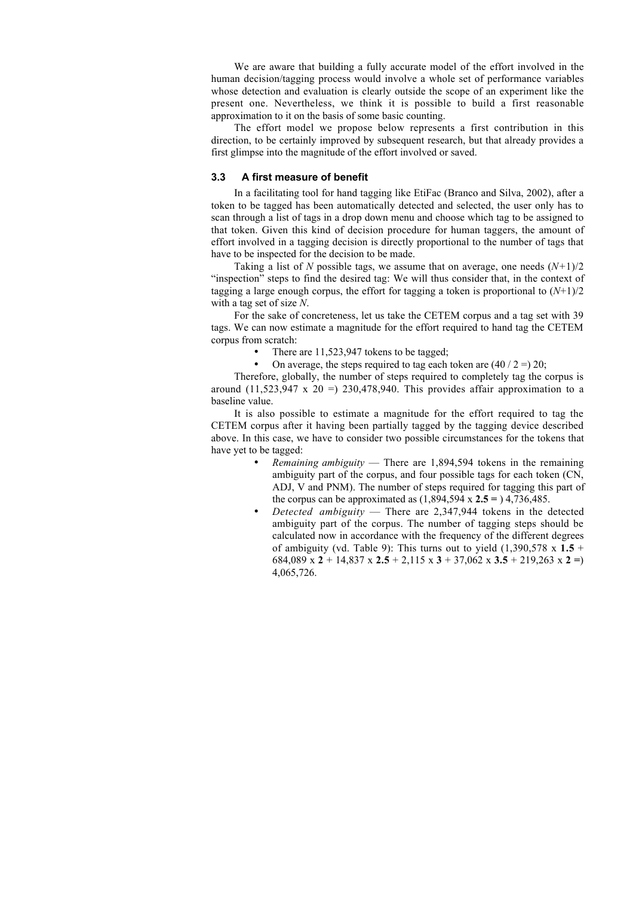We are aware that building a fully accurate model of the effort involved in the human decision/tagging process would involve a whole set of performance variables whose detection and evaluation is clearly outside the scope of an experiment like the present one. Nevertheless, we think it is possible to build a first reasonable approximation to it on the basis of some basic counting.

The effort model we propose below represents a first contribution in this direction, to be certainly improved by subsequent research, but that already provides a first glimpse into the magnitude of the effort involved or saved.

### 3.3 A first measure of benefit

In a facilitating tool for hand tagging like EtiFac (Branco and Silva, 2002), after a token to be tagged has been automatically detected and selected, the user only has to scan through a list of tags in a drop down menu and choose which tag to be assigned to that token. Given this kind of decision procedure for human taggers, the amount of effort involved in a tagging decision is directly proportional to the number of tags that have to be inspected for the decision to be made.

Taking a list of $N$ possible tags, we assume that on average, one needs $(N+1)/2$ "inspection" steps to find the desired tag: We will thus consider that, in the context of tagging a large enough corpus, the effort for tagging a token is proportional to $(N+1)/2$ with a tag set of size $N$.

For the sake of concreteness, let us take the CETEM corpus and a tag set with 39 tags. We can now estimate a magnitude for the effort required to hand tag the CETEM corpus from scratch:

- There are 11,523,947 tokens to be tagged;
- On average, the steps required to tag each token are (40 / 2 =) 20;

Therefore, globally, the number of steps required to completely tag the corpus is around (11,523,947 x 20 =) 230,478,940. This provides affair approximation to a baseline value.

It is also possible to estimate a magnitude for the effort required to tag the CETEM corpus after it having been partially tagged by the tagging device described above. In this case, we have to consider two possible circumstances for the tokens that have yet to be tagged:

- *Remaining ambiguity* — There are 1,894,594 tokens in the remaining ambiguity part of the corpus, and four possible tags for each token (CN, ADJ, V and PNM). The number of steps required for tagging this part of the corpus can be approximated as (1,894,594 x **2.5 =** ) 4,736,485.
- *Detected ambiguity* — There are 2,347,944 tokens in the detected ambiguity part of the corpus. The number of tagging steps should be calculated now in accordance with the frequency of the different degrees of ambiguity (vd. Table 9): This turns out to yield (1,390,578 x **1.5** + 684,089 x **2** + 14,837 x **2.5** + 2,115 x **3** + 37,062 x **3.5** + 219,263 x **2 =**) 4,065,726.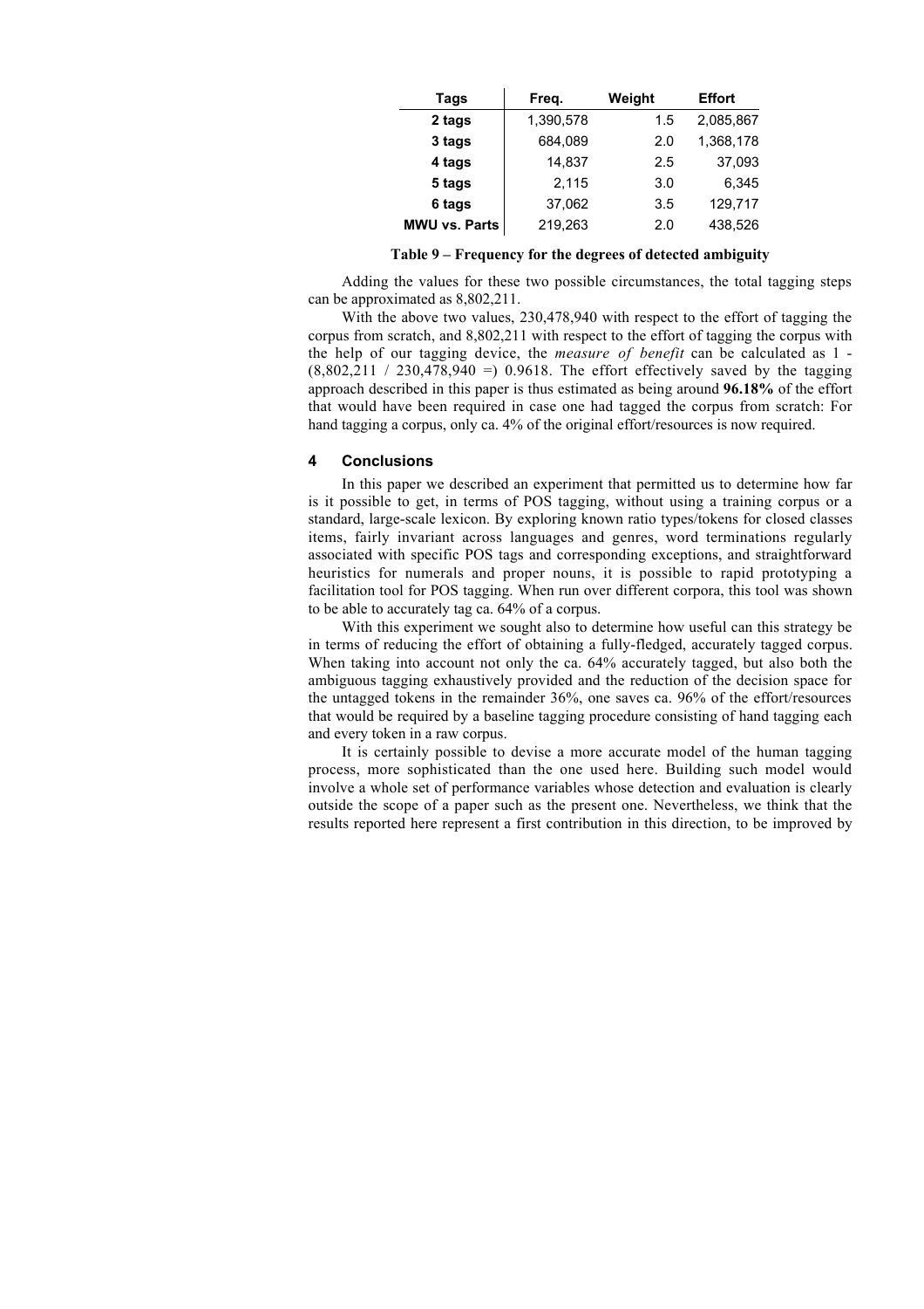| Tags | Freq. | Weight | Effort |
|---|---|---|---|
| **2 tags** | 1,390,578 | 1.5 | 2,085,867 |
| **3 tags** | 684,089 | 2.0 | 1,368,178 |
| **4 tags** | 14,837 | 2.5 | 37,093 |
| **5 tags** | 2,115 | 3.0 | 6,345 |
| **6 tags** | 37,062 | 3.5 | 129,717 |
| **MWU vs. Parts** | 219,263 | 2.0 | 438,526 |

**Table 9 – Frequency for the degrees of detected ambiguity**

Adding the values for these two possible circumstances, the total tagging steps can be approximated as 8,802,211.

With the above two values, 230,478,940 with respect to the effort of tagging the corpus from scratch, and 8,802,211 with respect to the effort of tagging the corpus with the help of our tagging device, the *measure of benefit* can be calculated as 1 - (8,802,211 / 230,478,940 =) 0.9618. The effort effectively saved by the tagging approach described in this paper is thus estimated as being around **96.18%** of the effort that would have been required in case one had tagged the corpus from scratch: For hand tagging a corpus, only ca. 4% of the original effort/resources is now required.

## 4 Conclusions

In this paper we described an experiment that permitted us to determine how far is it possible to get, in terms of POS tagging, without using a training corpus or a standard, large-scale lexicon. By exploring known ratio types/tokens for closed classes items, fairly invariant across languages and genres, word terminations regularly associated with specific POS tags and corresponding exceptions, and straightforward heuristics for numerals and proper nouns, it is possible to rapid prototyping a facilitation tool for POS tagging. When run over different corpora, this tool was shown to be able to accurately tag ca. 64% of a corpus.

With this experiment we sought also to determine how useful can this strategy be in terms of reducing the effort of obtaining a fully-fledged, accurately tagged corpus. When taking into account not only the ca. 64% accurately tagged, but also both the ambiguous tagging exhaustively provided and the reduction of the decision space for the untagged tokens in the remainder 36%, one saves ca. 96% of the effort/resources that would be required by a baseline tagging procedure consisting of hand tagging each and every token in a raw corpus.

It is certainly possible to devise a more accurate model of the human tagging process, more sophisticated than the one used here. Building such model would involve a whole set of performance variables whose detection and evaluation is clearly outside the scope of a paper such as the present one. Nevertheless, we think that the results reported here represent a first contribution in this direction, to be improved by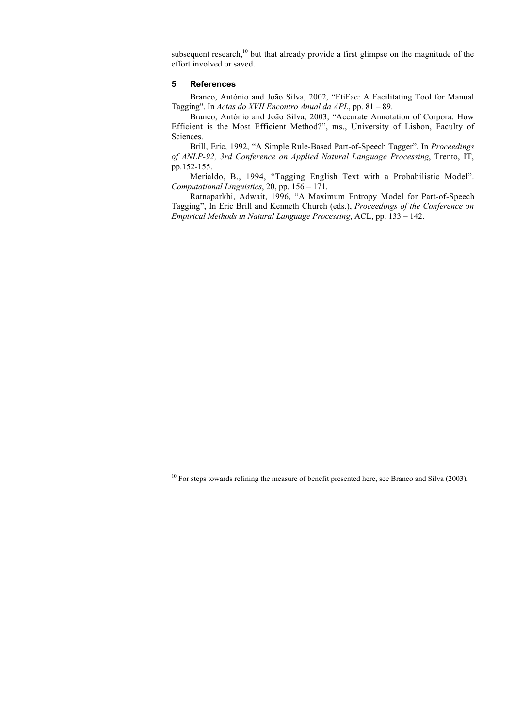subsequent research,[10] but that already provide a first glimpse on the magnitude of the effort involved or saved.

## 5 References

Branco, António and João Silva, 2002, "EtiFac: A Facilitating Tool for Manual Tagging". In *Actas do XVII Encontro Anual da APL*, pp. 81 – 89.

Branco, António and João Silva, 2003, "Accurate Annotation of Corpora: How Efficient is the Most Efficient Method?", ms., University of Lisbon, Faculty of Sciences.

Brill, Eric, 1992, "A Simple Rule-Based Part-of-Speech Tagger", In *Proceedings of ANLP-92, 3rd Conference on Applied Natural Language Processing*, Trento, IT, pp.152-155.

Merialdo, B., 1994, "Tagging English Text with a Probabilistic Model". *Computational Linguistics*, 20, pp. 156 – 171.

Ratnaparkhi, Adwait, 1996, "A Maximum Entropy Model for Part-of-Speech Tagging", In Eric Brill and Kenneth Church (eds.), *Proceedings of the Conference on Empirical Methods in Natural Language Processing*, ACL, pp. 133 – 142.

---

[10] For steps towards refining the measure of benefit presented here, see Branco and Silva (2003).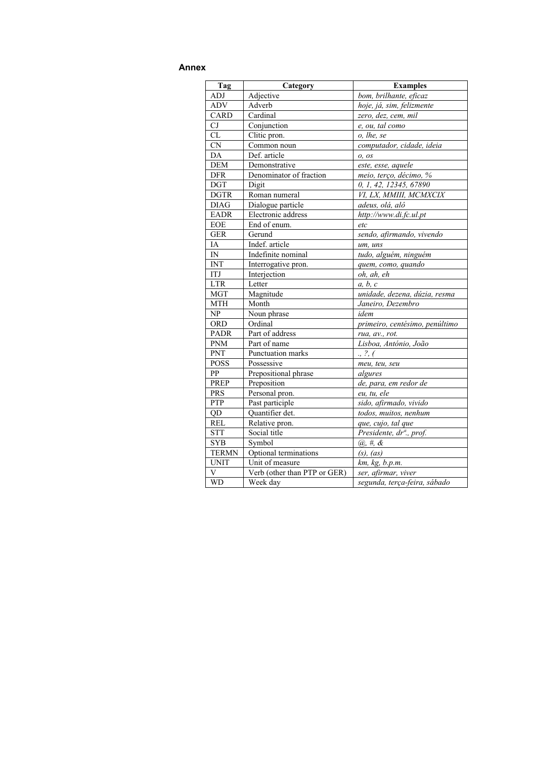## Annex

| Tag | Category | Examples |
|---|---|---|
| ADJ | Adjective | *bom, brilhante, eficaz* |
| ADV | Adverb | *hoje, já, sim, felizmente* |
| CARD | Cardinal | *zero, dez, cem, mil* |
| CJ | Conjunction | *e, ou, tal como* |
| CL | Clitic pron. | *o, lhe, se* |
| CN | Common noun | *computador, cidade, ideia* |
| DA | Def. article | *o, os* |
| DEM | Demonstrative | *este, esse, aquele* |
| DFR | Denominator of fraction | *meio, terço, décimo, %* |
| DGT | Digit | *0, 1, 42, 12345, 67890* |
| DGTR | Roman numeral | *VI, LX, MMIII, MCMXCIX* |
| DIAG | Dialogue particle | *adeus, olá, alô* |
| EADR | Electronic address | *http://www.di.fc.ul.pt* |
| EOE | End of enum. | *etc* |
| GER | Gerund | *sendo, afirmando, vivendo* |
| IA | Indef. article | *um, uns* |
| IN | Indefinite nominal | *tudo, alguém, ninguém* |
| INT | Interrogative pron. | *quem, como, quando* |
| ITJ | Interjection | *oh, ah, eh* |
| LTR | Letter | *a, b, c* |
| MGT | Magnitude | *unidade, dezena, dúzia, resma* |
| MTH | Month | *Janeiro, Dezembro* |
| NP | Noun phrase | *idem* |
| ORD | Ordinal | *primeiro, centésimo, penúltimo* |
| PADR | Part of address | *rua, av., rot.* |
| PNM | Part of name | *Lisboa, António, João* |
| PNT | Punctuation marks | *., ?, (* |
| POSS | Possessive | *meu, teu, seu* |
| PP | Prepositional phrase | *algures* |
| PREP | Preposition | *de, para, em redor de* |
| PRS | Personal pron. | *eu, tu, ele* |
| PTP | Past participle | *sido, afirmado, vivido* |
| QD | Quantifier det. | *todos, muitos, nenhum* |
| REL | Relative pron. | *que, cujo, tal que* |
| STT | Social title | *Presidente, drª., prof.* |
| SYB | Symbol | *@, #, &* |
| TERMN | Optional terminations | *(s), (as)* |
| UNIT | Unit of measure | *km, kg, b.p.m.* |
| V | Verb (other than PTP or GER) | *ser, afirmar, viver* |
| WD | Week day | *segunda, terça-feira, sábado* |